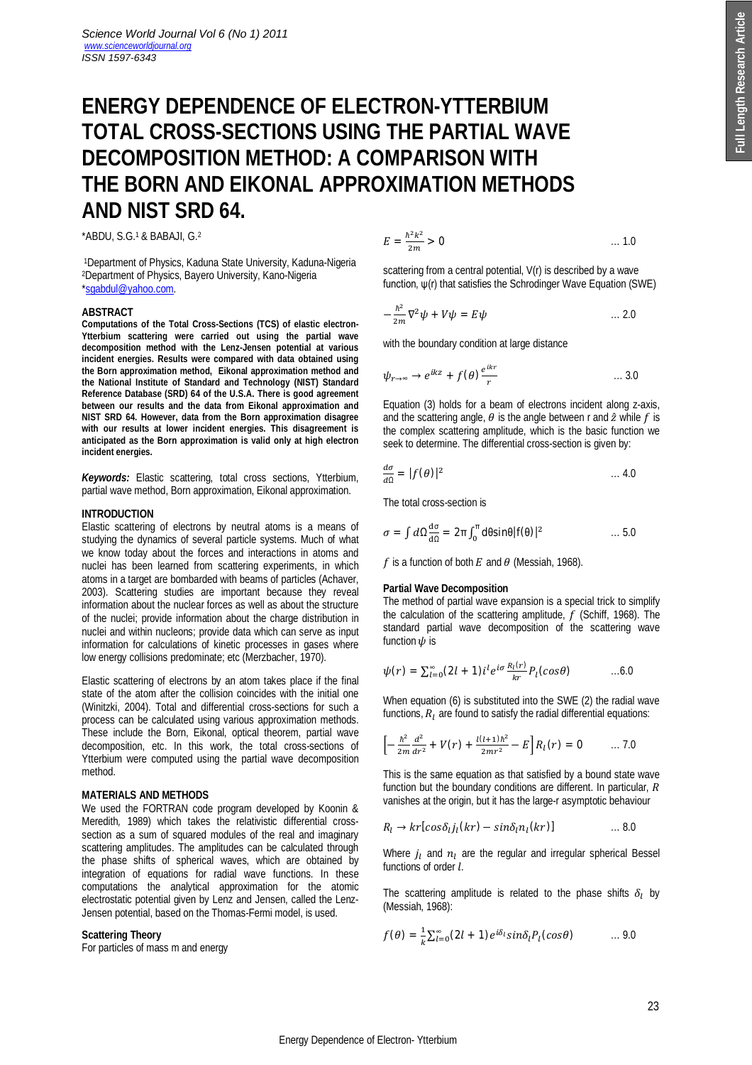# ENERGY DEPENDENCE OF ELECTRON-YTTERBIUM TOTAL CROSS-SECTIONS USING THE PARTIAL WAVE DECOMPOSITION METHOD: A COMPARISON WITH THE BORN AND EIKONAL APPROXIMATION METHODS AND NIST SRD 64.

*ABDU, S.G.[1] & BABAJI, G.[2]

[1]Department of Physics, Kaduna State University, Kaduna-Nigeria
[2]Department of Physics, Bayero University, Kano-Nigeria
*sgabdul@yahoo.com.

## ABSTRACT

**Computations of the Total Cross-Sections (TCS) of elastic electron-Ytterbium scattering were carried out using the partial wave decomposition method with the Lenz-Jensen potential at various incident energies. Results were compared with data obtained using the Born approximation method, Eikonal approximation method and the National Institute of Standard and Technology (NIST) Standard Reference Database (SRD) 64 of the U.S.A. There is good agreement between our results and the data from Eikonal approximation and NIST SRD 64. However, data from the Born approximation disagree with our results at lower incident energies. This disagreement is anticipated as the Born approximation is valid only at high electron incident energies.**

***Keywords:*** Elastic scattering, total cross sections, Ytterbium, partial wave method, Born approximation, Eikonal approximation.

## INTRODUCTION

Elastic scattering of electrons by neutral atoms is a means of studying the dynamics of several particle systems. Much of what we know today about the forces and interactions in atoms and nuclei has been learned from scattering experiments, in which atoms in a target are bombarded with beams of particles (Achaver, 2003). Scattering studies are important because they reveal information about the nuclear forces as well as about the structure of the nuclei; provide information about the charge distribution in nuclei and within nucleons; provide data which can serve as input information for calculations of kinetic processes in gases where low energy collisions predominate; etc (Merzbacher, 1970).

Elastic scattering of electrons by an atom takes place if the final state of the atom after the collision coincides with the initial one (Winitzki, 2004). Total and differential cross-sections for such a process can be calculated using various approximation methods. These include the Born, Eikonal, optical theorem, partial wave decomposition, etc. In this work, the total cross-sections of Ytterbium were computed using the partial wave decomposition method.

## MATERIALS AND METHODS

We used the FORTRAN code program developed by Koonin & Meredith, 1989) which takes the relativistic differential cross-section as a sum of squared modules of the real and imaginary scattering amplitudes. The amplitudes can be calculated through the phase shifts of spherical waves, which are obtained by integration of equations for radial wave functions. In these computations the analytical approximation for the atomic electrostatic potential given by Lenz and Jensen, called the Lenz-Jensen potential, based on the Thomas-Fermi model, is used.

### Scattering Theory

For particles of mass m and energy

$$E = \frac{\hbar^2 k^2}{2m} > 0 \qquad \dots 1.0$$

scattering from a central potential, V(r) is described by a wave function, ψ(r) that satisfies the Schrodinger Wave Equation (SWE)

$$-\frac{\hbar^2}{2m}\nabla^2\psi + V\psi = E\psi \qquad \dots 2.0$$

with the boundary condition at large distance

$$\psi_{r\to\infty} \to e^{ikz} + f(\theta)\frac{e^{ikr}}{r} \qquad \dots 3.0$$

Equation (3) holds for a beam of electrons incident along z-axis, and the scattering angle, $\theta$ is the angle between r and $\hat{z}$ while $f$ is the complex scattering amplitude, which is the basic function we seek to determine. The differential cross-section is given by:

$$\frac{d\sigma}{d\Omega} = |f(\theta)|^2 \qquad \dots 4.0$$

The total cross-section is

$$\sigma = \int d\Omega \frac{d\sigma}{d\Omega} = 2\pi\int_0^\pi d\theta \sin\theta |f(\theta)|^2 \qquad \dots 5.0$$

$f$ is a function of both $E$ and $\theta$ (Messiah, 1968).

### Partial Wave Decomposition

The method of partial wave expansion is a special trick to simplify the calculation of the scattering amplitude, $f$ (Schiff, 1968). The standard partial wave decomposition of the scattering wave function $\psi$ is

$$\psi(r) = \sum_{l=0}^{\infty}(2l+1)i^l e^{i\sigma}\frac{R_l(r)}{kr}P_l(\cos\theta) \qquad \dots 6.0$$

When equation (6) is substituted into the SWE (2) the radial wave functions, $R_l$ are found to satisfy the radial differential equations:

$$\left[-\frac{\hbar^2}{2m}\frac{d^2}{dr^2} + V(r) + \frac{l(l+1)\hbar^2}{2mr^2} - E\right]R_l(r) = 0 \qquad \dots 7.0$$

This is the same equation as that satisfied by a bound state wave function but the boundary conditions are different. In particular, $R$ vanishes at the origin, but it has the large-r asymptotic behaviour

$$R_l \to kr[\cos\delta_l j_l(kr) - \sin\delta_l n_l(kr)] \qquad \dots 8.0$$

Where $j_l$ and $n_l$ are the regular and irregular spherical Bessel functions of order $l$.

The scattering amplitude is related to the phase shifts $\delta_l$ by (Messiah, 1968):

$$f(\theta) = \frac{1}{k}\sum_{l=0}^{\infty}(2l+1)e^{i\delta_l}\sin\delta_l P_l(\cos\theta) \qquad \dots 9.0$$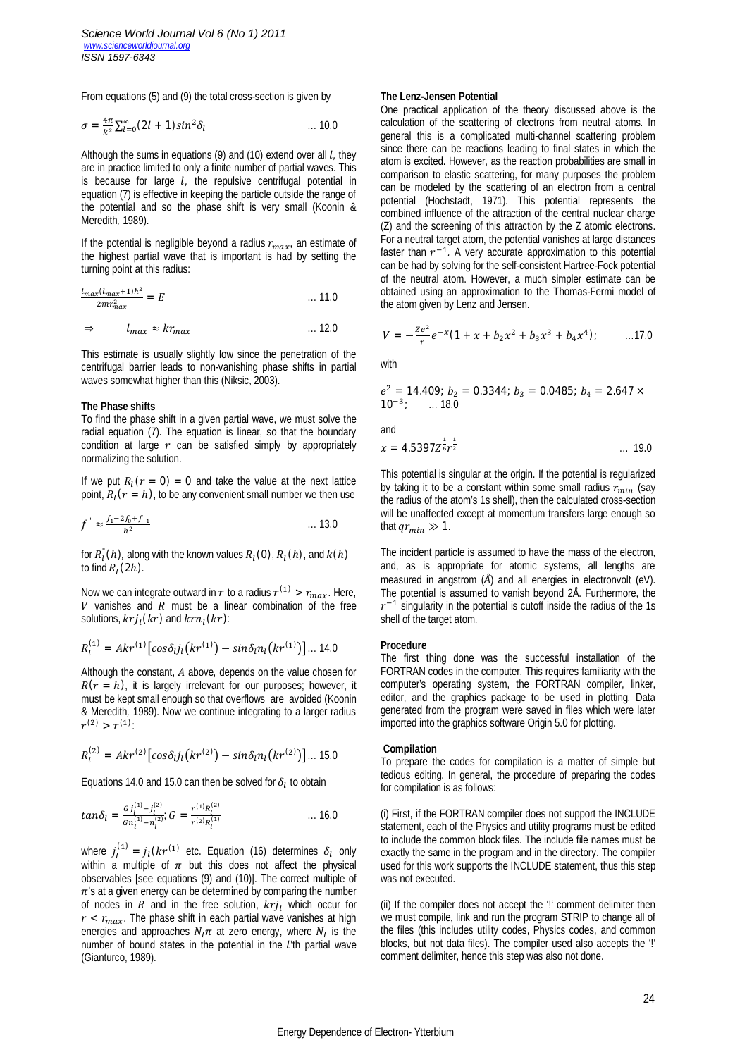From equations (5) and (9) the total cross-section is given by

$$\sigma = \frac{4\pi}{k^2}\sum_{l=0}^{\infty}(2l+1)\sin^2\delta_l \qquad \dots 10.0$$

Although the sums in equations (9) and (10) extend over all $l$, they are in practice limited to only a finite number of partial waves. This is because for large $l$, the repulsive centrifugal potential in equation (7) is effective in keeping the particle outside the range of the potential and so the phase shift is very small (Koonin & Meredith, 1989).

If the potential is negligible beyond a radius $r_{max}$, an estimate of the highest partial wave that is important is had by setting the turning point at this radius:

$$\frac{l_{max}(l_{max}+1)\hbar^2}{2mr_{max}^2} = E \qquad \dots 11.0$$

$$\Rightarrow \qquad l_{max} \approx kr_{max} \qquad \dots 12.0$$

This estimate is usually slightly low since the penetration of the centrifugal barrier leads to non-vanishing phase shifts in partial waves somewhat higher than this (Niksic, 2003).

**The Phase shifts**

To find the phase shift in a given partial wave, we must solve the radial equation (7). The equation is linear, so that the boundary condition at large $r$ can be satisfied simply by appropriately normalizing the solution.

If we put $R_l(r=0) = 0$ and take the value at the next lattice point, $R_l(r=h)$, to be any convenient small number we then use

$$f'' \approx \frac{f_1 - 2f_0 + f_{-1}}{h^2} \qquad \dots 13.0$$

for $R_l''(h)$, along with the known values $R_l(0)$, $R_l(h)$, and $k(h)$ to find $R_l(2h)$.

Now we can integrate outward in $r$ to a radius $r^{(1)} > r_{max}$. Here, $V$ vanishes and $R$ must be a linear combination of the free solutions, $krj_l(kr)$ and $krn_l(kr)$:

$$R_l^{(1)} = Akr^{(1)}\left[\cos\delta_l j_l\left(kr^{(1)}\right) - \sin\delta_l n_l\left(kr^{(1)}\right)\right] \dots 14.0$$

Although the constant, $A$ above, depends on the value chosen for $R(r=h)$, it is largely irrelevant for our purposes; however, it must be kept small enough so that overflows are avoided (Koonin & Meredith, 1989). Now we continue integrating to a larger radius $r^{(2)} > r^{(1)}$:

$$R_l^{(2)} = Akr^{(2)}\left[\cos\delta_l j_l\left(kr^{(2)}\right) - \sin\delta_l n_l\left(kr^{(2)}\right)\right] \dots 15.0$$

Equations 14.0 and 15.0 can then be solved for $\delta_l$ to obtain

$$\tan\delta_l = \frac{G j_l^{(1)} - j_l^{(2)}}{G n_l^{(1)} - n_l^{(2)}};\ G = \frac{r^{(1)}R_l^{(2)}}{r^{(2)}R_l^{(1)}} \qquad \dots 16.0$$

where $j_l^{(1)} = j_l(kr^{(1)})$ etc. Equation (16) determines $\delta_l$ only within a multiple of $\pi$ but this does not affect the physical observables [see equations (9) and (10)]. The correct multiple of $\pi$'s at a given energy can be determined by comparing the number of nodes in $R$ and in the free solution, $krj_l$ which occur for $r < r_{max}$. The phase shift in each partial wave vanishes at high energies and approaches $N_l\pi$ at zero energy, where $N_l$ is the number of bound states in the potential in the $l$'th partial wave (Gianturco, 1989).

**The Lenz-Jensen Potential**

One practical application of the theory discussed above is the calculation of the scattering of electrons from neutral atoms. In general this is a complicated multi-channel scattering problem since there can be reactions leading to final states in which the atom is excited. However, as the reaction probabilities are small in comparison to elastic scattering, for many purposes the problem can be modeled by the scattering of an electron from a central potential (Hochstadt, 1971). This potential represents the combined influence of the attraction of the central nuclear charge (Z) and the screening of this attraction by the Z atomic electrons. For a neutral target atom, the potential vanishes at large distances faster than $r^{-1}$. A very accurate approximation to this potential can be had by solving for the self-consistent Hartree-Fock potential of the neutral atom. However, a much simpler estimate can be obtained using an approximation to the Thomas-Fermi model of the atom given by Lenz and Jensen.

$$V = -\frac{Ze^2}{r}e^{-x}(1 + x + b_2x^2 + b_3x^3 + b_4x^4); \qquad \dots 17.0$$

with

$$e^2 = 14.409;\ b_2 = 0.3344;\ b_3 = 0.0485;\ b_4 = 2.647 \times 10^{-3}; \qquad \dots 18.0$$

and

$$x = 4.5397Z^{\frac{1}{6}}r^{\frac{1}{2}} \qquad \dots 19.0$$

This potential is singular at the origin. If the potential is regularized by taking it to be a constant within some small radius $r_{min}$ (say the radius of the atom's 1s shell), then the calculated cross-section will be unaffected except at momentum transfers large enough so that $qr_{min} \gg 1$.

The incident particle is assumed to have the mass of the electron, and, as is appropriate for atomic systems, all lengths are measured in angstrom (Å) and all energies in electronvolt (eV). The potential is assumed to vanish beyond 2Å. Furthermore, the $r^{-1}$ singularity in the potential is cutoff inside the radius of the 1s shell of the target atom.

**Procedure**

The first thing done was the successful installation of the FORTRAN codes in the computer. This requires familiarity with the computer's operating system, the FORTRAN compiler, linker, editor, and the graphics package to be used in plotting. Data generated from the program were saved in files which were later imported into the graphics software Origin 5.0 for plotting.

**Compilation**

To prepare the codes for compilation is a matter of simple but tedious editing. In general, the procedure of preparing the codes for compilation is as follows:

(i) First, if the FORTRAN compiler does not support the INCLUDE statement, each of the Physics and utility programs must be edited to include the common block files. The include file names must be exactly the same in the program and in the directory. The compiler used for this work supports the INCLUDE statement, thus this step was not executed.

(ii) If the compiler does not accept the '!' comment delimiter then we must compile, link and run the program STRIP to change all of the files (this includes utility codes, Physics codes, and common blocks, but not data files). The compiler used also accepts the '!' comment delimiter, hence this step was also not done.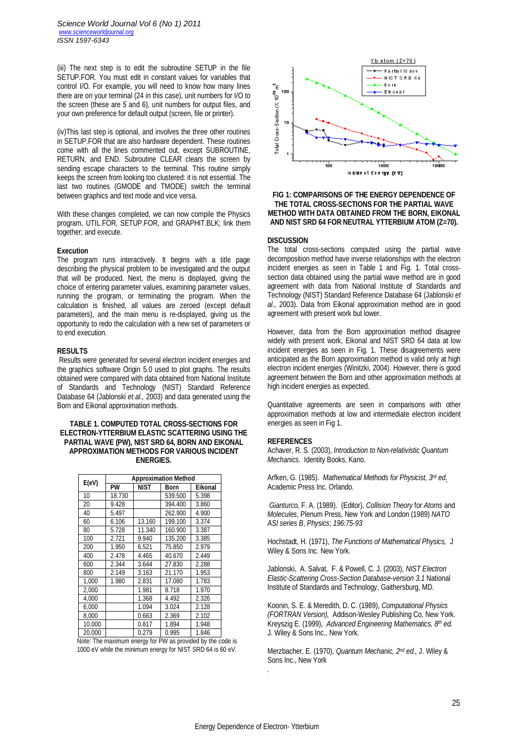(iii) The next step is to edit the subroutine SETUP in the file SETUP.FOR. You must edit in constant values for variables that control I/O. For example, you will need to know how many lines there are on your terminal (24 in this case), unit numbers for I/O to the screen (these are 5 and 6), unit numbers for output files, and your own preference for default output (screen, file or printer).

(iv)This last step is optional, and involves the three other routines in SETUP.FOR that are also hardware dependent. These routines come with all the lines commented out, except SUBROUTINE, RETURN, and END. Subroutine CLEAR clears the screen by sending escape characters to the terminal. This routine simply keeps the screen from looking too clustered: it is not essential. The last two routines (GMODE and TMODE) switch the terminal between graphics and text mode and vice versa.

With these changes completed, we can now compile the Physics program, UTIL.FOR, SETUP.FOR, and GRAPHIT.BLK; link them together; and execute.

**Execution**

The program runs interactively. It begins with a title page describing the physical problem to be investigated and the output that will be produced. Next, the menu is displayed, giving the choice of entering parameter values, examining parameter values, running the program, or terminating the program. When the calculation is finished, all values are zeroed (except default parameters), and the main menu is re-displayed, giving us the opportunity to redo the calculation with a new set of parameters or to end execution.

## RESULTS

Results were generated for several electron incident energies and the graphics software Origin 5.0 used to plot graphs. The results obtained were compared with data obtained from National Institute of Standards and Technology (NIST) Standard Reference Database 64 (Jablonski *et al.,* 2003) and data generated using the Born and Eikonal approximation methods.

**TABLE 1. COMPUTED TOTAL CROSS-SECTIONS FOR ELECTRON-YTTERBIUM ELASTIC SCATTERING USING THE PARTIAL WAVE (PW), NIST SRD 64, BORN AND EIKONAL APPROXIMATION METHODS FOR VARIOUS INCIDENT ENERGIES.**

| E(eV) | Approximation Method | | | |
|---|---|---|---|---|
| | PW | NIST | Born | Eikonal |
| 10 | 18.730 | | 539.500 | 5.398 |
| 20 | 9.428 | | 394.400 | 3.860 |
| 40 | 5.497 | | 262.900 | 4.900 |
| 60 | 6.106 | 13.160 | 199.100 | 3.374 |
| 80 | 5.728 | 11.340 | 160.900 | 3.387 |
| 100 | 2.721 | 9.940 | 135.200 | 3.385 |
| 200 | 1.950 | 6.521 | 75.850 | 2.979 |
| 400 | 2.478 | 4.465 | 40.670 | 2.449 |
| 600 | 2.344 | 3.644 | 27.830 | 2.288 |
| 800 | 2.149 | 3.163 | 21.170 | 1.953 |
| 1,000 | 1.980 | 2.831 | 17.080 | 1.783 |
| 2,000 | | 1.981 | 8.718 | 1.970 |
| 4,000 | | 1.368 | 4.492 | 2.326 |
| 6,000 | | 1.094 | 3.024 | 2.128 |
| 8,000 | | 0.663 | 2.369 | 2.102 |
| 10,000 | | 0.817 | 1.894 | 1.948 |
| 20,000 | | 0.279 | 0.995 | 1.846 |

Note: The maximum energy for PW as provided by the code is 1000 eV while the minimum energy for NIST SRD 64 is 60 eV.

**FIG 1: COMPARISONS OF THE ENERGY DEPENDENCE OF THE TOTAL CROSS-SECTIONS FOR THE PARTIAL WAVE METHOD WITH DATA OBTAINED FROM THE BORN, EIKONAL AND NIST SRD 64 FOR NEUTRAL YTTERBIUM ATOM (Z=70).**

## DISCUSSION

The total cross-sections computed using the partial wave decomposition method have inverse relationships with the electron incident energies as seen in Table 1 and Fig. 1. Total cross-section data obtained using the partial wave method are in good agreement with data from National Institute of Standards and Technology (NIST) Standard Reference Database 64 (Jablonski *et al.,* 2003). Data from Eikonal approximation method are in good agreement with present work but lower.

However, data from the Born approximation method disagree widely with present work, Eikonal and NIST SRD 64 data at low incident energies as seen in Fig. 1. These disagreements were anticipated as the Born approximation method is valid only at high electron incident energies (Winitzki, 2004). However, there is good agreement between the Born and other approximation methods at high incident energies as expected.

Quantitative agreements are seen in comparisons with other approximation methods at low and intermediate electron incident energies as seen in Fig 1.

## REFERENCES

Achaver, R. S. (2003), *Introduction to Non-relativistic Quantum Mechanics.* Identity Books, Kano.

Arfken, G. (1985). *Mathematical Methods for Physicist, 3rd ed.* Academic Press Inc. Orlando.

*Gianturco,* F. A. (1989). (Editor), *Collision Theory* for *Atoms* and *Molecules*, Plenum Press, New York and London (1989) *NATO ASI series B*, *Physics*; *196:75-93*

Hochstadt, H. (1971), *The Functions of Mathematical Physics,* J Wiley & Sons Inc. New York.

Jablonski, A. Salvat, F. & Powell, C. J. (2003), *NIST Electron Elastic-Scattering Cross-Section Database-version 3.1* National Institute of Standards and Technology, Gaithersburg, MD.

Koonin, S. E. & Meredith, D. C. (1989), *Computational Physics (FORTRAN Version),* Addison-Wesley Publishing Co, New York.

Kreyszig E. (1999), *Advanced Engineering Mathematics, 8th ed.* J. Wiley & Sons Inc., New York.

Merzbacher, E. (1970), *Quantum Mechanic, 2nd ed.,* J. Wiley & Sons Inc., New York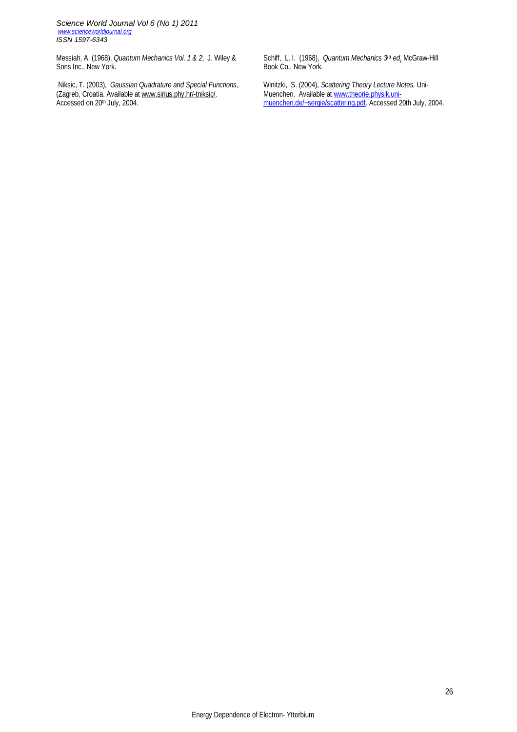Messiah, A. (1968), *Quantum Mechanics Vol. 1 & 2*; J. Wiley & Sons Inc., New York.

Niksic, T. (2003), *Gaussian Quadrature and Special Functions,* (Zagreb, Croatia. Available at www.sirius.phy.hr/-tniksic/. Accessed on 20th July, 2004.

Schiff, L. I. (1968), *Quantum Mechanics 3rd ed*. McGraw-Hill Book Co., New York.

Winitzki, S. (2004), *Scattering Theory Lecture Notes,* Uni-Muenchen. Available at www.theorie.physik.uni-muenchen.de/~sergie/scattering.pdf. Accessed 20th July, 2004.